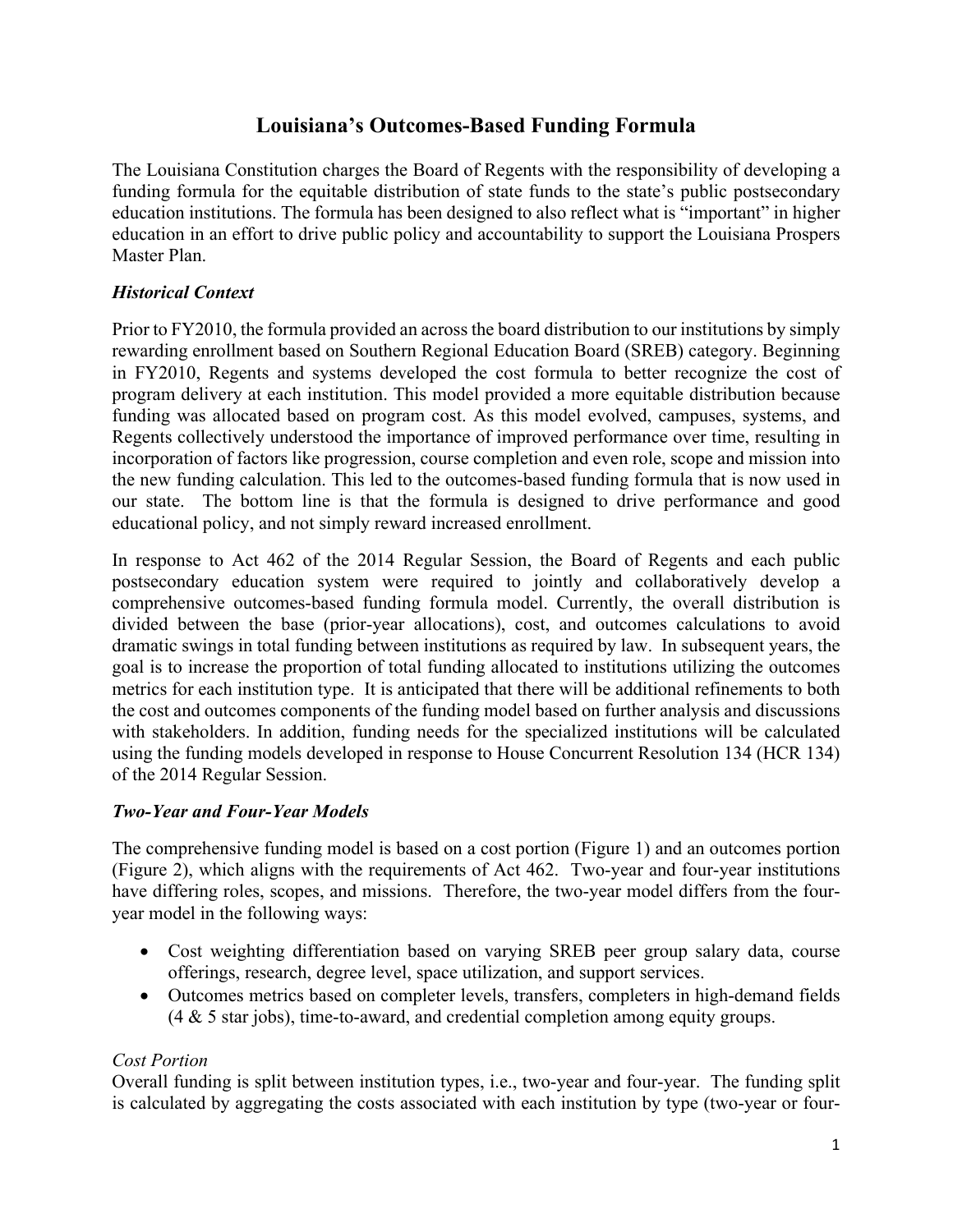# Louisiana's Outcomes-Based Funding Formula

The Louisiana Constitution charges the Board of Regents with the responsibility of developing a funding formula for the equitable distribution of state funds to the state's public postsecondary education institutions. The formula has been designed to also reflect what is "important" in higher education in an effort to drive public policy and accountability to support the Louisiana Prospers Master Plan.

### *Historical Context*

Prior to FY2010, the formula provided an across the board distribution to our institutions by simply rewarding enrollment based on Southern Regional Education Board (SREB) category. Beginning in FY2010, Regents and systems developed the cost formula to better recognize the cost of program delivery at each institution. This model provided a more equitable distribution because funding was allocated based on program cost. As this model evolved, campuses, systems, and Regents collectively understood the importance of improved performance over time, resulting in incorporation of factors like progression, course completion and even role, scope and mission into the new funding calculation. This led to the outcomes-based funding formula that is now used in our state. The bottom line is that the formula is designed to drive performance and good educational policy, and not simply reward increased enrollment.

In response to Act 462 of the 2014 Regular Session, the Board of Regents and each public postsecondary education system were required to jointly and collaboratively develop a comprehensive outcomes-based funding formula model. Currently, the overall distribution is divided between the base (prior-year allocations), cost, and outcomes calculations to avoid dramatic swings in total funding between institutions as required by law. In subsequent years, the goal is to increase the proportion of total funding allocated to institutions utilizing the outcomes metrics for each institution type. It is anticipated that there will be additional refinements to both the cost and outcomes components of the funding model based on further analysis and discussions with stakeholders. In addition, funding needs for the specialized institutions will be calculated using the funding models developed in response to House Concurrent Resolution 134 (HCR 134) of the 2014 Regular Session.

### *Two-Year and Four-Year Models*

The comprehensive funding model is based on a cost portion (Figure 1) and an outcomes portion (Figure 2), which aligns with the requirements of Act 462. Two-year and four-year institutions have differing roles, scopes, and missions. Therefore, the two-year model differs from the four-year model in the following ways:

- Cost weighting differentiation based on varying SREB peer group salary data, course offerings, research, degree level, space utilization, and support services.
- Outcomes metrics based on completer levels, transfers, completers in high-demand fields (4 & 5 star jobs), time-to-award, and credential completion among equity groups.

*Cost Portion*

Overall funding is split between institution types, i.e., two-year and four-year. The funding split is calculated by aggregating the costs associated with each institution by type (two-year or four-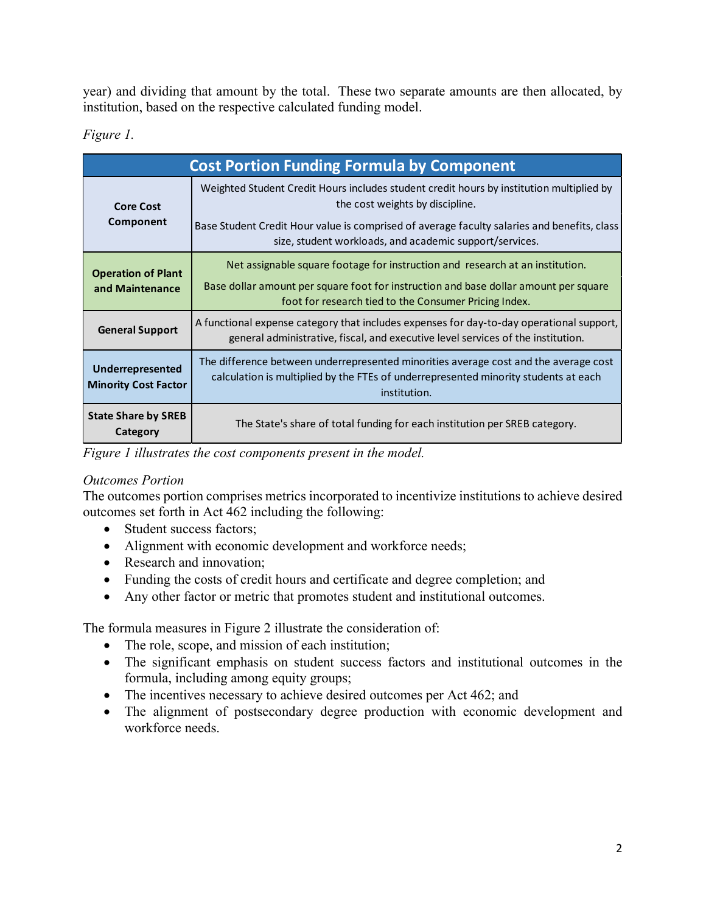year) and dividing that amount by the total. These two separate amounts are then allocated, by institution, based on the respective calculated funding model.

*Figure 1.*

| Cost Portion Funding Formula by Component | |
|---|---|
| **Core Cost Component** | Weighted Student Credit Hours includes student credit hours by institution multiplied by the cost weights by discipline. Base Student Credit Hour value is comprised of average faculty salaries and benefits, class size, student workloads, and academic support/services. |
| **Operation of Plant and Maintenance** | Net assignable square footage for instruction and research at an institution. Base dollar amount per square foot for instruction and base dollar amount per square foot for research tied to the Consumer Pricing Index. |
| **General Support** | A functional expense category that includes expenses for day-to-day operational support, general administrative, fiscal, and executive level services of the institution. |
| **Underrepresented Minority Cost Factor** | The difference between underrepresented minorities average cost and the average cost calculation is multiplied by the FTEs of underrepresented minority students at each institution. |
| **State Share by SREB Category** | The State's share of total funding for each institution per SREB category. |

*Figure 1 illustrates the cost components present in the model.*

*Outcomes Portion*

The outcomes portion comprises metrics incorporated to incentivize institutions to achieve desired outcomes set forth in Act 462 including the following:

- Student success factors;
- Alignment with economic development and workforce needs;
- Research and innovation;
- Funding the costs of credit hours and certificate and degree completion; and
- Any other factor or metric that promotes student and institutional outcomes.

The formula measures in Figure 2 illustrate the consideration of:

- The role, scope, and mission of each institution;
- The significant emphasis on student success factors and institutional outcomes in the formula, including among equity groups;
- The incentives necessary to achieve desired outcomes per Act 462; and
- The alignment of postsecondary degree production with economic development and workforce needs.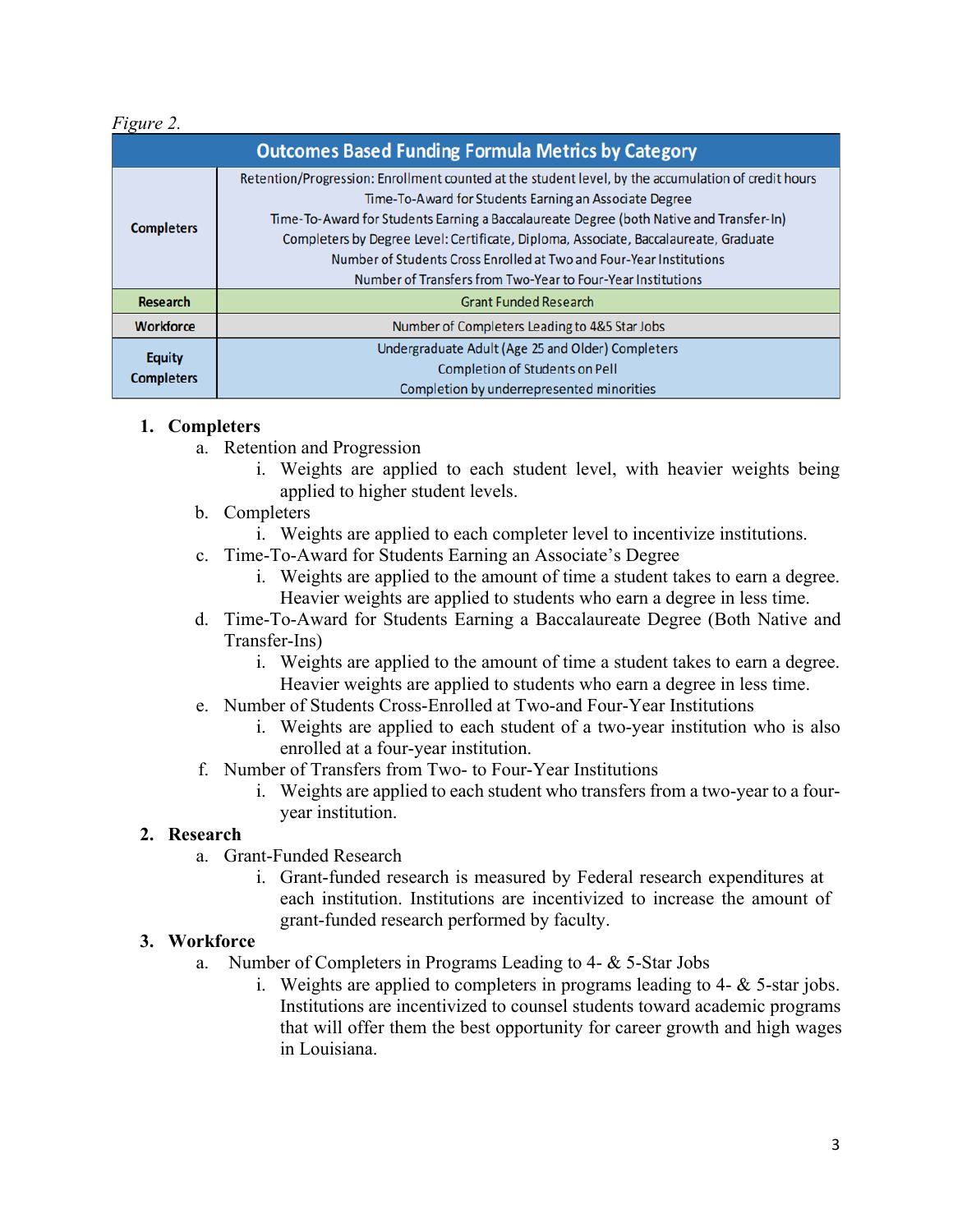*Figure 2.*

| Outcomes Based Funding Formula Metrics by Category | |
|---|---|
| **Completers** | Retention/Progression: Enrollment counted at the student level, by the accumulation of credit hours<br>Time-To-Award for Students Earning an Associate Degree<br>Time-To-Award for Students Earning a Baccalaureate Degree (both Native and Transfer-In)<br>Completers by Degree Level: Certificate, Diploma, Associate, Baccalaureate, Graduate<br>Number of Students Cross Enrolled at Two and Four-Year Institutions<br>Number of Transfers from Two-Year to Four-Year Institutions |
| **Research** | Grant Funded Research |
| **Workforce** | Number of Completers Leading to 4&5 Star Jobs |
| **Equity Completers** | Undergraduate Adult (Age 25 and Older) Completers<br>Completion of Students on Pell<br>Completion by underrepresented minorities |

1. **Completers**
   a. Retention and Progression
      i. Weights are applied to each student level, with heavier weights being applied to higher student levels.
   b. Completers
      i. Weights are applied to each completer level to incentivize institutions.
   c. Time-To-Award for Students Earning an Associate's Degree
      i. Weights are applied to the amount of time a student takes to earn a degree. Heavier weights are applied to students who earn a degree in less time.
   d. Time-To-Award for Students Earning a Baccalaureate Degree (Both Native and Transfer-Ins)
      i. Weights are applied to the amount of time a student takes to earn a degree. Heavier weights are applied to students who earn a degree in less time.
   e. Number of Students Cross-Enrolled at Two-and Four-Year Institutions
      i. Weights are applied to each student of a two-year institution who is also enrolled at a four-year institution.
   f. Number of Transfers from Two- to Four-Year Institutions
      i. Weights are applied to each student who transfers from a two-year to a four-year institution.
2. **Research**
   a. Grant-Funded Research
      i. Grant-funded research is measured by Federal research expenditures at each institution. Institutions are incentivized to increase the amount of grant-funded research performed by faculty.
3. **Workforce**
   a. Number of Completers in Programs Leading to 4- & 5-Star Jobs
      i. Weights are applied to completers in programs leading to 4- & 5-star jobs. Institutions are incentivized to counsel students toward academic programs that will offer them the best opportunity for career growth and high wages in Louisiana.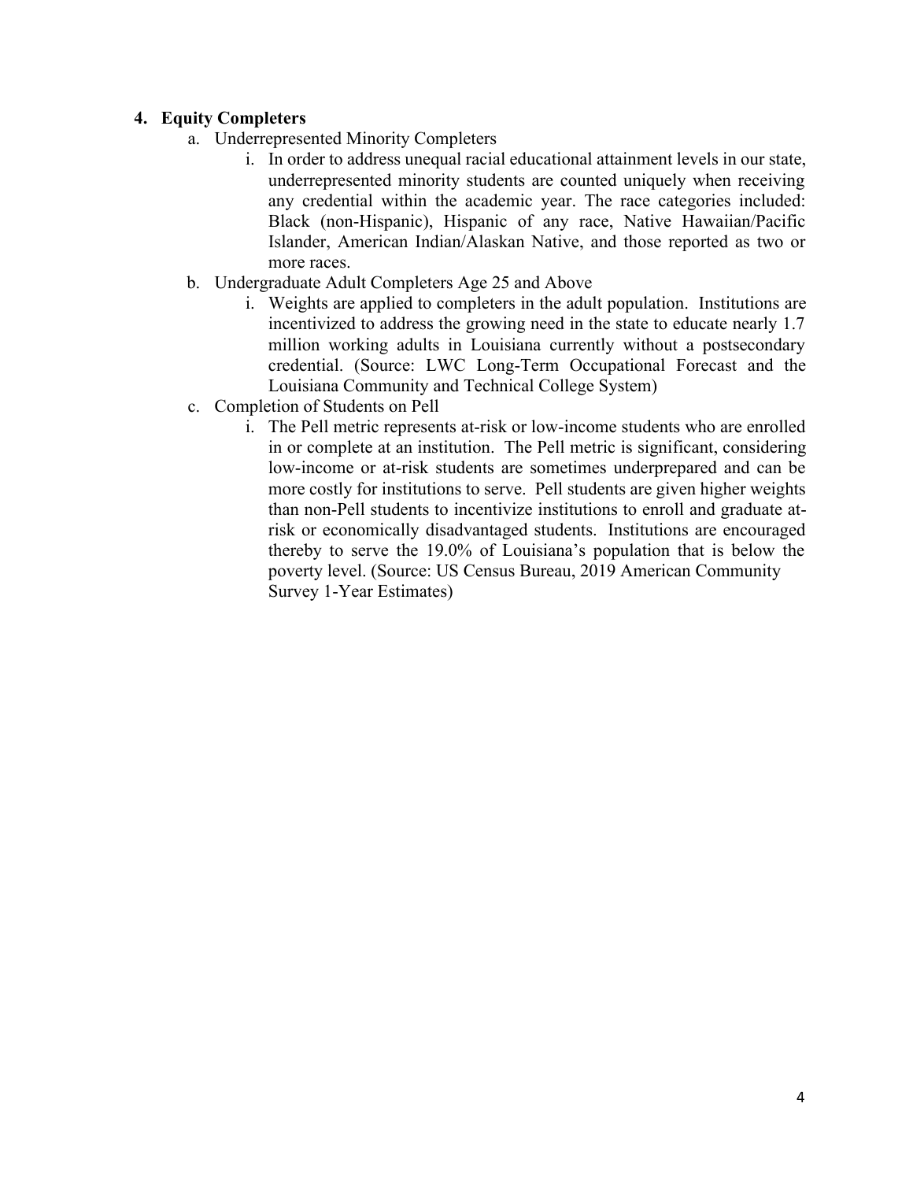4. **Equity Completers**
   a. Underrepresented Minority Completers
      i. In order to address unequal racial educational attainment levels in our state, underrepresented minority students are counted uniquely when receiving any credential within the academic year. The race categories included: Black (non-Hispanic), Hispanic of any race, Native Hawaiian/Pacific Islander, American Indian/Alaskan Native, and those reported as two or more races.
   b. Undergraduate Adult Completers Age 25 and Above
      i. Weights are applied to completers in the adult population. Institutions are incentivized to address the growing need in the state to educate nearly 1.7 million working adults in Louisiana currently without a postsecondary credential. (Source: LWC Long-Term Occupational Forecast and the Louisiana Community and Technical College System)
   c. Completion of Students on Pell
      i. The Pell metric represents at-risk or low-income students who are enrolled in or complete at an institution. The Pell metric is significant, considering low-income or at-risk students are sometimes underprepared and can be more costly for institutions to serve. Pell students are given higher weights than non-Pell students to incentivize institutions to enroll and graduate at-risk or economically disadvantaged students. Institutions are encouraged thereby to serve the 19.0% of Louisiana's population that is below the poverty level. (Source: US Census Bureau, 2019 American Community Survey 1-Year Estimates)